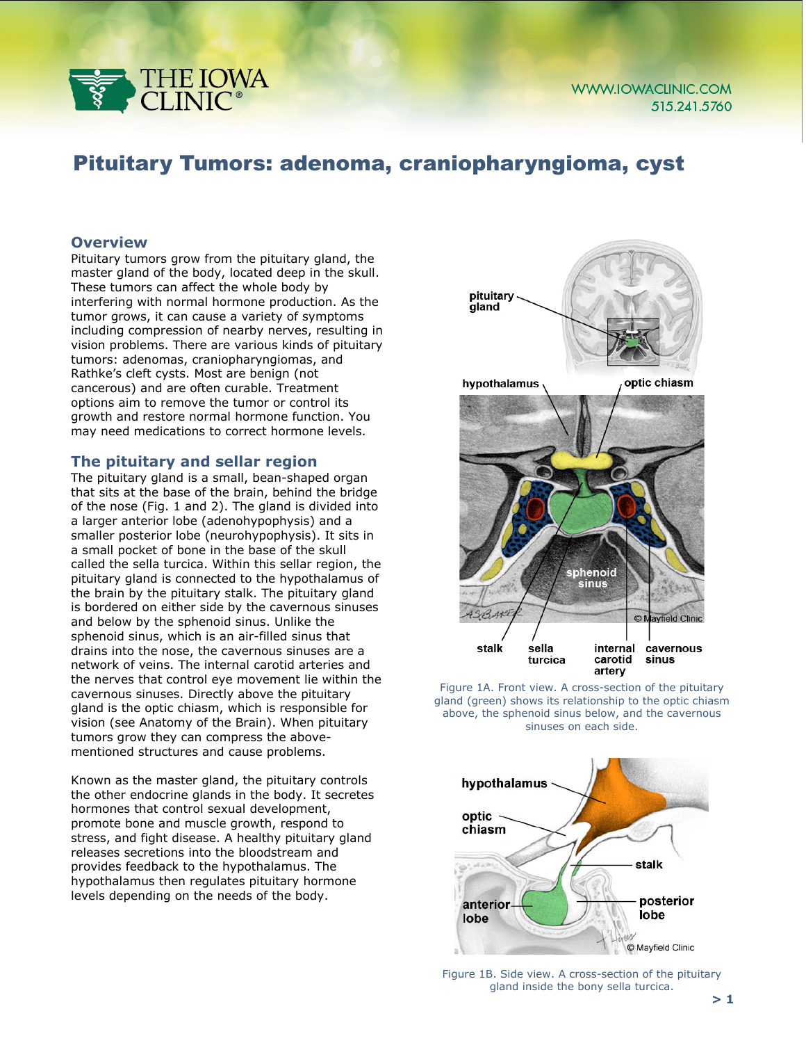# Pituitary Tumors: adenoma, craniopharyngioma, cyst

## Overview

Pituitary tumors grow from the pituitary gland, the master gland of the body, located deep in the skull. These tumors can affect the whole body by interfering with normal hormone production. As the tumor grows, it can cause a variety of symptoms including compression of nearby nerves, resulting in vision problems. There are various kinds of pituitary tumors: adenomas, craniopharyngiomas, and Rathke's cleft cysts. Most are benign (not cancerous) and are often curable. Treatment options aim to remove the tumor or control its growth and restore normal hormone function. You may need medications to correct hormone levels.

## The pituitary and sellar region

The pituitary gland is a small, bean-shaped organ that sits at the base of the brain, behind the bridge of the nose (Fig. 1 and 2). The gland is divided into a larger anterior lobe (adenohypophysis) and a smaller posterior lobe (neurohypophysis). It sits in a small pocket of bone in the base of the skull called the sella turcica. Within this sellar region, the pituitary gland is connected to the hypothalamus of the brain by the pituitary stalk. The pituitary gland is bordered on either side by the cavernous sinuses and below by the sphenoid sinus. Unlike the sphenoid sinus, which is an air-filled sinus that drains into the nose, the cavernous sinuses are a network of veins. The internal carotid arteries and the nerves that control eye movement lie within the cavernous sinuses. Directly above the pituitary gland is the optic chiasm, which is responsible for vision (see Anatomy of the Brain). When pituitary tumors grow they can compress the above-mentioned structures and cause problems.

Known as the master gland, the pituitary controls the other endocrine glands in the body. It secretes hormones that control sexual development, promote bone and muscle growth, respond to stress, and fight disease. A healthy pituitary gland releases secretions into the bloodstream and provides feedback to the hypothalamus. The hypothalamus then regulates pituitary hormone levels depending on the needs of the body.

Figure 1A. Front view. A cross-section of the pituitary gland (green) shows its relationship to the optic chiasm above, the sphenoid sinus below, and the cavernous sinuses on each side.

Figure 1B. Side view. A cross-section of the pituitary gland inside the bony sella turcica.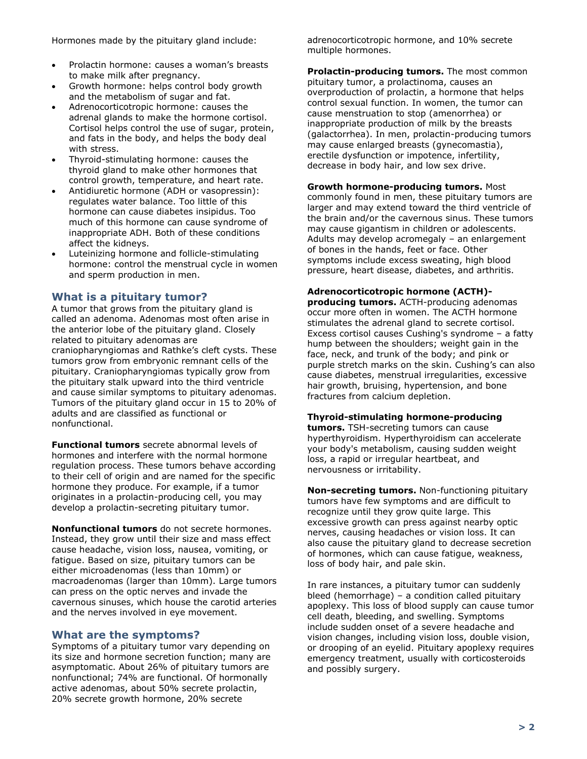Hormones made by the pituitary gland include:

- Prolactin hormone: causes a woman's breasts to make milk after pregnancy.
- Growth hormone: helps control body growth and the metabolism of sugar and fat.
- Adrenocorticotropic hormone: causes the adrenal glands to make the hormone cortisol. Cortisol helps control the use of sugar, protein, and fats in the body, and helps the body deal with stress.
- Thyroid-stimulating hormone: causes the thyroid gland to make other hormones that control growth, temperature, and heart rate.
- Antidiuretic hormone (ADH or vasopressin): regulates water balance. Too little of this hormone can cause diabetes insipidus. Too much of this hormone can cause syndrome of inappropriate ADH. Both of these conditions affect the kidneys.
- Luteinizing hormone and follicle-stimulating hormone: control the menstrual cycle in women and sperm production in men.

## What is a pituitary tumor?

A tumor that grows from the pituitary gland is called an adenoma. Adenomas most often arise in the anterior lobe of the pituitary gland. Closely related to pituitary adenomas are craniopharyngiomas and Rathke's cleft cysts. These tumors grow from embryonic remnant cells of the pituitary. Craniopharyngiomas typically grow from the pituitary stalk upward into the third ventricle and cause similar symptoms to pituitary adenomas. Tumors of the pituitary gland occur in 15 to 20% of adults and are classified as functional or nonfunctional.

**Functional tumors** secrete abnormal levels of hormones and interfere with the normal hormone regulation process. These tumors behave according to their cell of origin and are named for the specific hormone they produce. For example, if a tumor originates in a prolactin-producing cell, you may develop a prolactin-secreting pituitary tumor.

**Nonfunctional tumors** do not secrete hormones. Instead, they grow until their size and mass effect cause headache, vision loss, nausea, vomiting, or fatigue. Based on size, pituitary tumors can be either microadenomas (less than 10mm) or macroadenomas (larger than 10mm). Large tumors can press on the optic nerves and invade the cavernous sinuses, which house the carotid arteries and the nerves involved in eye movement.

## What are the symptoms?

Symptoms of a pituitary tumor vary depending on its size and hormone secretion function; many are asymptomatic. About 26% of pituitary tumors are nonfunctional; 74% are functional. Of hormonally active adenomas, about 50% secrete prolactin, 20% secrete growth hormone, 20% secrete adrenocorticotropic hormone, and 10% secrete multiple hormones.

**Prolactin-producing tumors.** The most common pituitary tumor, a prolactinoma, causes an overproduction of prolactin, a hormone that helps control sexual function. In women, the tumor can cause menstruation to stop (amenorrhea) or inappropriate production of milk by the breasts (galactorrhea). In men, prolactin-producing tumors may cause enlarged breasts (gynecomastia), erectile dysfunction or impotence, infertility, decrease in body hair, and low sex drive.

**Growth hormone-producing tumors.** Most commonly found in men, these pituitary tumors are larger and may extend toward the third ventricle of the brain and/or the cavernous sinus. These tumors may cause gigantism in children or adolescents. Adults may develop acromegaly – an enlargement of bones in the hands, feet or face. Other symptoms include excess sweating, high blood pressure, heart disease, diabetes, and arthritis.

**Adrenocorticotropic hormone (ACTH)-producing tumors.** ACTH-producing adenomas occur more often in women. The ACTH hormone stimulates the adrenal gland to secrete cortisol. Excess cortisol causes Cushing's syndrome – a fatty hump between the shoulders; weight gain in the face, neck, and trunk of the body; and pink or purple stretch marks on the skin. Cushing's can also cause diabetes, menstrual irregularities, excessive hair growth, bruising, hypertension, and bone fractures from calcium depletion.

**Thyroid-stimulating hormone-producing tumors.** TSH-secreting tumors can cause hyperthyroidism. Hyperthyroidism can accelerate your body's metabolism, causing sudden weight loss, a rapid or irregular heartbeat, and nervousness or irritability.

**Non-secreting tumors.** Non-functioning pituitary tumors have few symptoms and are difficult to recognize until they grow quite large. This excessive growth can press against nearby optic nerves, causing headaches or vision loss. It can also cause the pituitary gland to decrease secretion of hormones, which can cause fatigue, weakness, loss of body hair, and pale skin.

In rare instances, a pituitary tumor can suddenly bleed (hemorrhage) – a condition called pituitary apoplexy. This loss of blood supply can cause tumor cell death, bleeding, and swelling. Symptoms include sudden onset of a severe headache and vision changes, including vision loss, double vision, or drooping of an eyelid. Pituitary apoplexy requires emergency treatment, usually with corticosteroids and possibly surgery.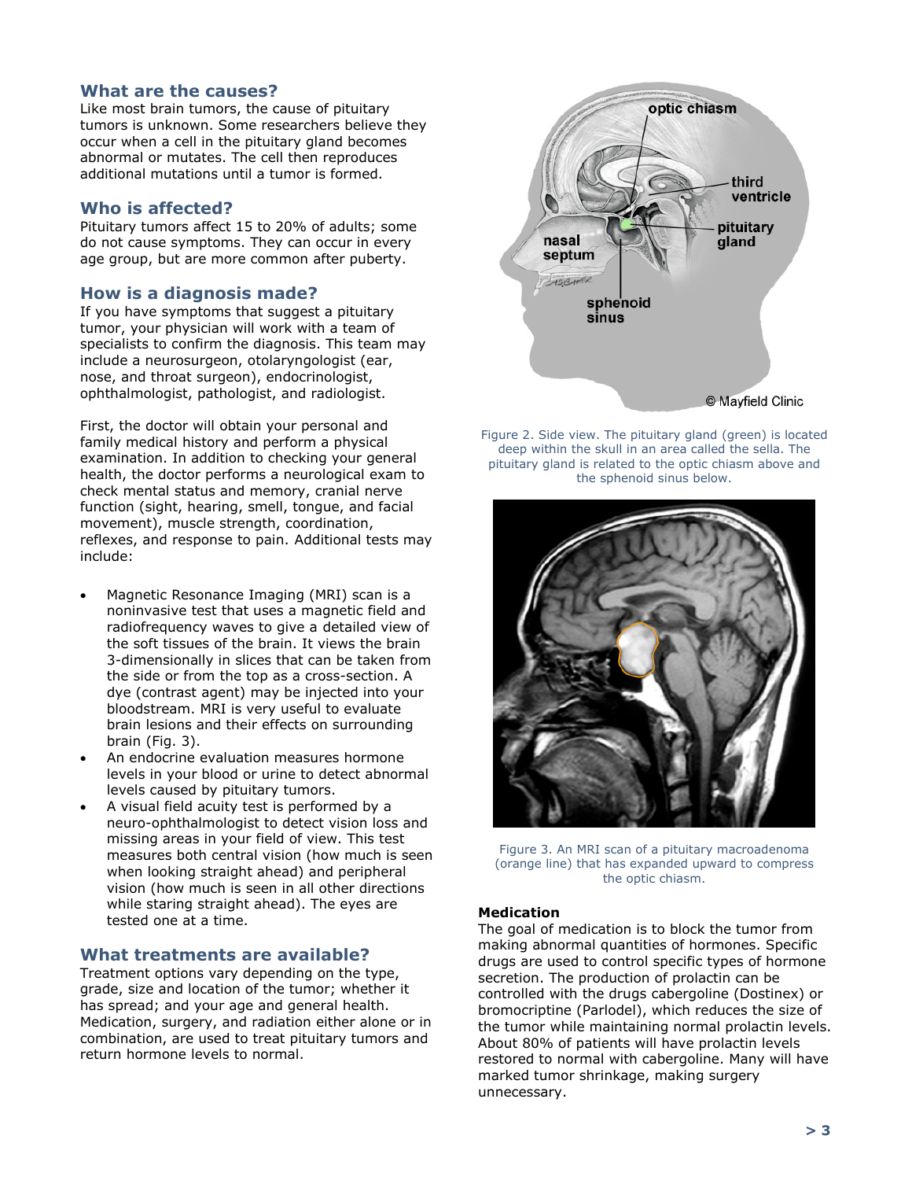## What are the causes?

Like most brain tumors, the cause of pituitary tumors is unknown. Some researchers believe they occur when a cell in the pituitary gland becomes abnormal or mutates. The cell then reproduces additional mutations until a tumor is formed.

## Who is affected?

Pituitary tumors affect 15 to 20% of adults; some do not cause symptoms. They can occur in every age group, but are more common after puberty.

## How is a diagnosis made?

If you have symptoms that suggest a pituitary tumor, your physician will work with a team of specialists to confirm the diagnosis. This team may include a neurosurgeon, otolaryngologist (ear, nose, and throat surgeon), endocrinologist, ophthalmologist, pathologist, and radiologist.

First, the doctor will obtain your personal and family medical history and perform a physical examination. In addition to checking your general health, the doctor performs a neurological exam to check mental status and memory, cranial nerve function (sight, hearing, smell, tongue, and facial movement), muscle strength, coordination, reflexes, and response to pain. Additional tests may include:

- Magnetic Resonance Imaging (MRI) scan is a noninvasive test that uses a magnetic field and radiofrequency waves to give a detailed view of the soft tissues of the brain. It views the brain 3-dimensionally in slices that can be taken from the side or from the top as a cross-section. A dye (contrast agent) may be injected into your bloodstream. MRI is very useful to evaluate brain lesions and their effects on surrounding brain (Fig. 3).
- An endocrine evaluation measures hormone levels in your blood or urine to detect abnormal levels caused by pituitary tumors.
- A visual field acuity test is performed by a neuro-ophthalmologist to detect vision loss and missing areas in your field of view. This test measures both central vision (how much is seen when looking straight ahead) and peripheral vision (how much is seen in all other directions while staring straight ahead). The eyes are tested one at a time.

## What treatments are available?

Treatment options vary depending on the type, grade, size and location of the tumor; whether it has spread; and your age and general health. Medication, surgery, and radiation either alone or in combination, are used to treat pituitary tumors and return hormone levels to normal.

Figure 2. Side view. The pituitary gland (green) is located deep within the skull in an area called the sella. The pituitary gland is related to the optic chiasm above and the sphenoid sinus below.

Figure 3. An MRI scan of a pituitary macroadenoma (orange line) that has expanded upward to compress the optic chiasm.

**Medication**

The goal of medication is to block the tumor from making abnormal quantities of hormones. Specific drugs are used to control specific types of hormone secretion. The production of prolactin can be controlled with the drugs cabergoline (Dostinex) or bromocriptine (Parlodel), which reduces the size of the tumor while maintaining normal prolactin levels. About 80% of patients will have prolactin levels restored to normal with cabergoline. Many will have marked tumor shrinkage, making surgery unnecessary.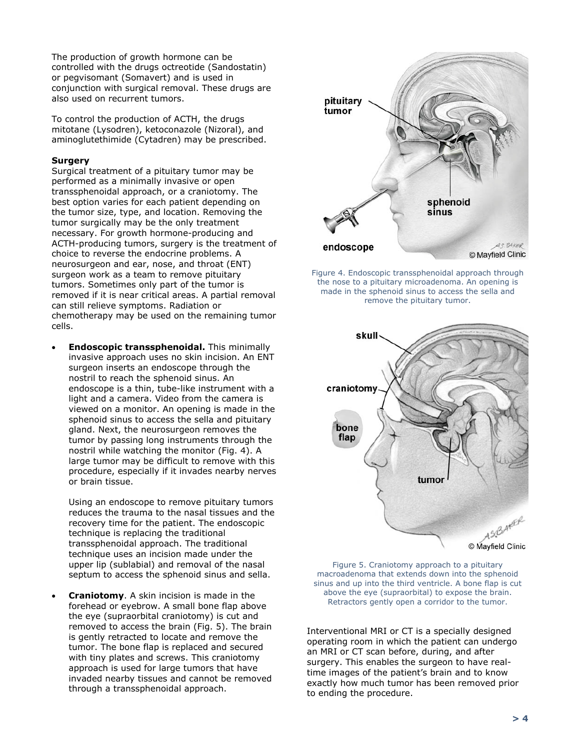The production of growth hormone can be controlled with the drugs octreotide (Sandostatin) or pegvisomant (Somavert) and is used in conjunction with surgical removal. These drugs are also used on recurrent tumors.

To control the production of ACTH, the drugs mitotane (Lysodren), ketoconazole (Nizoral), and aminoglutethimide (Cytadren) may be prescribed.

**Surgery**

Surgical treatment of a pituitary tumor may be performed as a minimally invasive or open transsphenoidal approach, or a craniotomy. The best option varies for each patient depending on the tumor size, type, and location. Removing the tumor surgically may be the only treatment necessary. For growth hormone-producing and ACTH-producing tumors, surgery is the treatment of choice to reverse the endocrine problems. A neurosurgeon and ear, nose, and throat (ENT) surgeon work as a team to remove pituitary tumors. Sometimes only part of the tumor is removed if it is near critical areas. A partial removal can still relieve symptoms. Radiation or chemotherapy may be used on the remaining tumor cells.

- **Endoscopic transsphenoidal.** This minimally invasive approach uses no skin incision. An ENT surgeon inserts an endoscope through the nostril to reach the sphenoid sinus. An endoscope is a thin, tube-like instrument with a light and a camera. Video from the camera is viewed on a monitor. An opening is made in the sphenoid sinus to access the sella and pituitary gland. Next, the neurosurgeon removes the tumor by passing long instruments through the nostril while watching the monitor (Fig. 4). A large tumor may be difficult to remove with this procedure, especially if it invades nearby nerves or brain tissue.

  Using an endoscope to remove pituitary tumors reduces the trauma to the nasal tissues and the recovery time for the patient. The endoscopic technique is replacing the traditional transsphenoidal approach. The traditional technique uses an incision made under the upper lip (sublabial) and removal of the nasal septum to access the sphenoid sinus and sella.

- **Craniotomy**. A skin incision is made in the forehead or eyebrow. A small bone flap above the eye (supraorbital craniotomy) is cut and removed to access the brain (Fig. 5). The brain is gently retracted to locate and remove the tumor. The bone flap is replaced and secured with tiny plates and screws. This craniotomy approach is used for large tumors that have invaded nearby tissues and cannot be removed through a transsphenoidal approach.

Figure 4. Endoscopic transsphenoidal approach through the nose to a pituitary microadenoma. An opening is made in the sphenoid sinus to access the sella and remove the pituitary tumor.

Figure 5. Craniotomy approach to a pituitary macroadenoma that extends down into the sphenoid sinus and up into the third ventricle. A bone flap is cut above the eye (supraorbital) to expose the brain. Retractors gently open a corridor to the tumor.

Interventional MRI or CT is a specially designed operating room in which the patient can undergo an MRI or CT scan before, during, and after surgery. This enables the surgeon to have real-time images of the patient's brain and to know exactly how much tumor has been removed prior to ending the procedure.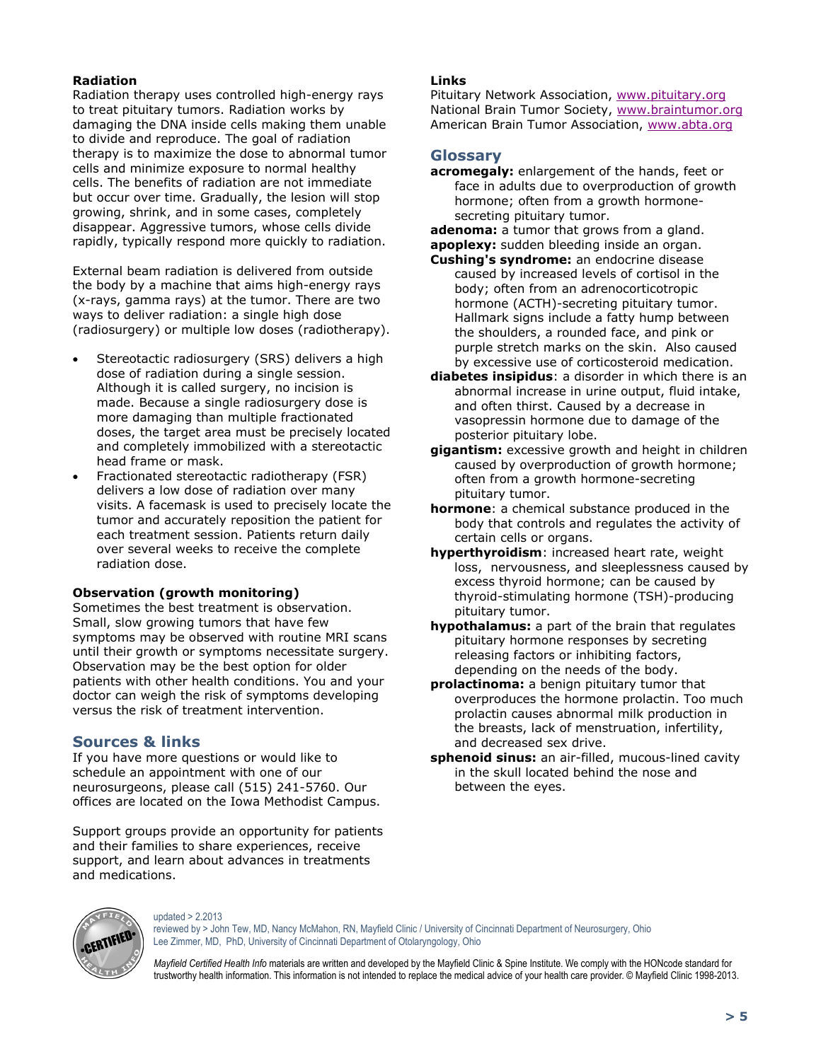**Radiation**

Radiation therapy uses controlled high-energy rays to treat pituitary tumors. Radiation works by damaging the DNA inside cells making them unable to divide and reproduce. The goal of radiation therapy is to maximize the dose to abnormal tumor cells and minimize exposure to normal healthy cells. The benefits of radiation are not immediate but occur over time. Gradually, the lesion will stop growing, shrink, and in some cases, completely disappear. Aggressive tumors, whose cells divide rapidly, typically respond more quickly to radiation.

External beam radiation is delivered from outside the body by a machine that aims high-energy rays (x-rays, gamma rays) at the tumor. There are two ways to deliver radiation: a single high dose (radiosurgery) or multiple low doses (radiotherapy).

- Stereotactic radiosurgery (SRS) delivers a high dose of radiation during a single session. Although it is called surgery, no incision is made. Because a single radiosurgery dose is more damaging than multiple fractionated doses, the target area must be precisely located and completely immobilized with a stereotactic head frame or mask.
- Fractionated stereotactic radiotherapy (FSR) delivers a low dose of radiation over many visits. A facemask is used to precisely locate the tumor and accurately reposition the patient for each treatment session. Patients return daily over several weeks to receive the complete radiation dose.

**Observation (growth monitoring)**

Sometimes the best treatment is observation. Small, slow growing tumors that have few symptoms may be observed with routine MRI scans until their growth or symptoms necessitate surgery. Observation may be the best option for older patients with other health conditions. You and your doctor can weigh the risk of symptoms developing versus the risk of treatment intervention.

## Sources & links

If you have more questions or would like to schedule an appointment with one of our neurosurgeons, please call (515) 241-5760. Our offices are located on the Iowa Methodist Campus.

Support groups provide an opportunity for patients and their families to share experiences, receive support, and learn about advances in treatments and medications.

**Links**

Pituitary Network Association, www.pituitary.org
National Brain Tumor Society, www.braintumor.org
American Brain Tumor Association, www.abta.org

## Glossary

**acromegaly:** enlargement of the hands, feet or face in adults due to overproduction of growth hormone; often from a growth hormone-secreting pituitary tumor.

**adenoma:** a tumor that grows from a gland.

**apoplexy:** sudden bleeding inside an organ.

**Cushing's syndrome:** an endocrine disease caused by increased levels of cortisol in the body; often from an adrenocorticotropic hormone (ACTH)-secreting pituitary tumor. Hallmark signs include a fatty hump between the shoulders, a rounded face, and pink or purple stretch marks on the skin. Also caused by excessive use of corticosteroid medication.

**diabetes insipidus**: a disorder in which there is an abnormal increase in urine output, fluid intake, and often thirst. Caused by a decrease in vasopressin hormone due to damage of the posterior pituitary lobe.

**gigantism:** excessive growth and height in children caused by overproduction of growth hormone; often from a growth hormone-secreting pituitary tumor.

**hormone**: a chemical substance produced in the body that controls and regulates the activity of certain cells or organs.

**hyperthyroidism**: increased heart rate, weight loss, nervousness, and sleeplessness caused by excess thyroid hormone; can be caused by thyroid-stimulating hormone (TSH)-producing pituitary tumor.

**hypothalamus:** a part of the brain that regulates pituitary hormone responses by secreting releasing factors or inhibiting factors, depending on the needs of the body.

**prolactinoma:** a benign pituitary tumor that overproduces the hormone prolactin. Too much prolactin causes abnormal milk production in the breasts, lack of menstruation, infertility, and decreased sex drive.

**sphenoid sinus:** an air-filled, mucous-lined cavity in the skull located behind the nose and between the eyes.

updated > 2.2013
reviewed by > John Tew, MD, Nancy McMahon, RN, Mayfield Clinic / University of Cincinnati Department of Neurosurgery, Ohio
Lee Zimmer, MD, PhD, University of Cincinnati Department of Otolaryngology, Ohio

*Mayfield Certified Health Info* materials are written and developed by the Mayfield Clinic & Spine Institute. We comply with the HONcode standard for trustworthy health information. This information is not intended to replace the medical advice of your health care provider. © Mayfield Clinic 1998-2013.